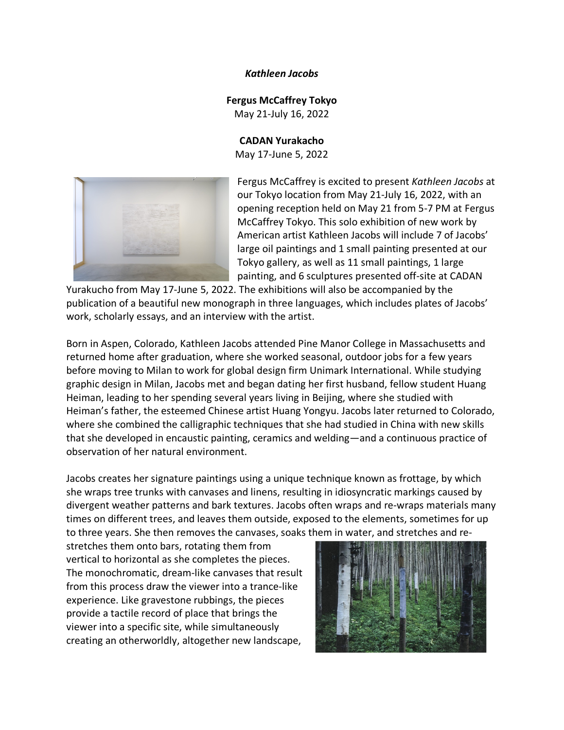***Kathleen Jacobs***

**Fergus McCaffrey Tokyo**
May 21-July 16, 2022

**CADAN Yurakacho**
May 17-June 5, 2022

Fergus McCaffrey is excited to present *Kathleen Jacobs* at our Tokyo location from May 21-July 16, 2022, with an opening reception held on May 21 from 5-7 PM at Fergus McCaffrey Tokyo. This solo exhibition of new work by American artist Kathleen Jacobs will include 7 of Jacobs' large oil paintings and 1 small painting presented at our Tokyo gallery, as well as 11 small paintings, 1 large painting, and 6 sculptures presented off-site at CADAN Yurakucho from May 17-June 5, 2022. The exhibitions will also be accompanied by the publication of a beautiful new monograph in three languages, which includes plates of Jacobs' work, scholarly essays, and an interview with the artist.

Born in Aspen, Colorado, Kathleen Jacobs attended Pine Manor College in Massachusetts and returned home after graduation, where she worked seasonal, outdoor jobs for a few years before moving to Milan to work for global design firm Unimark International. While studying graphic design in Milan, Jacobs met and began dating her first husband, fellow student Huang Heiman, leading to her spending several years living in Beijing, where she studied with Heiman's father, the esteemed Chinese artist Huang Yongyu. Jacobs later returned to Colorado, where she combined the calligraphic techniques that she had studied in China with new skills that she developed in encaustic painting, ceramics and welding—and a continuous practice of observation of her natural environment.

Jacobs creates her signature paintings using a unique technique known as frottage, by which she wraps tree trunks with canvases and linens, resulting in idiosyncratic markings caused by divergent weather patterns and bark textures. Jacobs often wraps and re-wraps materials many times on different trees, and leaves them outside, exposed to the elements, sometimes for up to three years. She then removes the canvases, soaks them in water, and stretches and re-stretches them onto bars, rotating them from vertical to horizontal as she completes the pieces. The monochromatic, dream-like canvases that result from this process draw the viewer into a trance-like experience. Like gravestone rubbings, the pieces provide a tactile record of place that brings the viewer into a specific site, while simultaneously creating an otherworldly, altogether new landscape,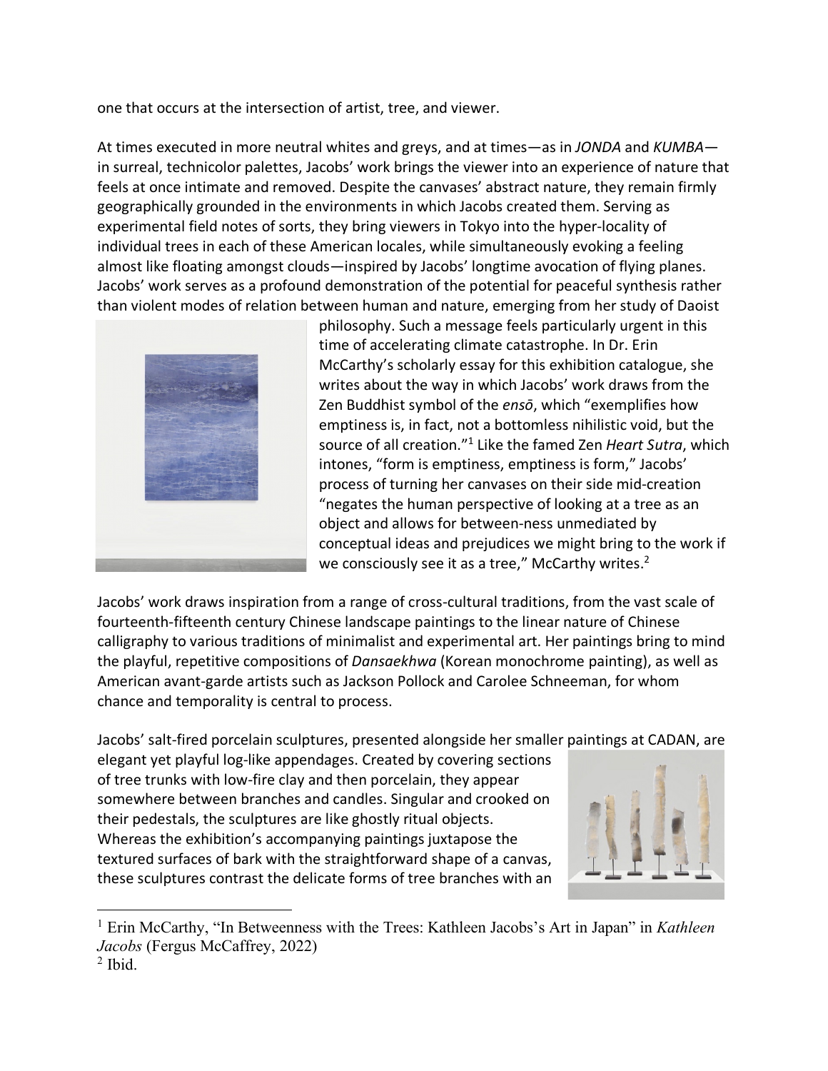one that occurs at the intersection of artist, tree, and viewer.

At times executed in more neutral whites and greys, and at times—as in *JONDA* and *KUMBA*—in surreal, technicolor palettes, Jacobs' work brings the viewer into an experience of nature that feels at once intimate and removed. Despite the canvases' abstract nature, they remain firmly geographically grounded in the environments in which Jacobs created them. Serving as experimental field notes of sorts, they bring viewers in Tokyo into the hyper-locality of individual trees in each of these American locales, while simultaneously evoking a feeling almost like floating amongst clouds—inspired by Jacobs' longtime avocation of flying planes. Jacobs' work serves as a profound demonstration of the potential for peaceful synthesis rather than violent modes of relation between human and nature, emerging from her study of Daoist philosophy. Such a message feels particularly urgent in this time of accelerating climate catastrophe. In Dr. Erin McCarthy's scholarly essay for this exhibition catalogue, she writes about the way in which Jacobs' work draws from the Zen Buddhist symbol of the *ensō*, which "exemplifies how emptiness is, in fact, not a bottomless nihilistic void, but the source of all creation."[1] Like the famed Zen *Heart Sutra*, which intones, "form is emptiness, emptiness is form," Jacobs' process of turning her canvases on their side mid-creation "negates the human perspective of looking at a tree as an object and allows for between-ness unmediated by conceptual ideas and prejudices we might bring to the work if we consciously see it as a tree," McCarthy writes.[2]

Jacobs' work draws inspiration from a range of cross-cultural traditions, from the vast scale of fourteenth-fifteenth century Chinese landscape paintings to the linear nature of Chinese calligraphy to various traditions of minimalist and experimental art. Her paintings bring to mind the playful, repetitive compositions of *Dansaekhwa* (Korean monochrome painting), as well as American avant-garde artists such as Jackson Pollock and Carolee Schneeman, for whom chance and temporality is central to process.

Jacobs' salt-fired porcelain sculptures, presented alongside her smaller paintings at CADAN, are elegant yet playful log-like appendages. Created by covering sections of tree trunks with low-fire clay and then porcelain, they appear somewhere between branches and candles. Singular and crooked on their pedestals, the sculptures are like ghostly ritual objects. Whereas the exhibition's accompanying paintings juxtapose the textured surfaces of bark with the straightforward shape of a canvas, these sculptures contrast the delicate forms of tree branches with an

---

[1] Erin McCarthy, "In Betweenness with the Trees: Kathleen Jacobs's Art in Japan" in *Kathleen Jacobs* (Fergus McCaffrey, 2022)

[2] Ibid.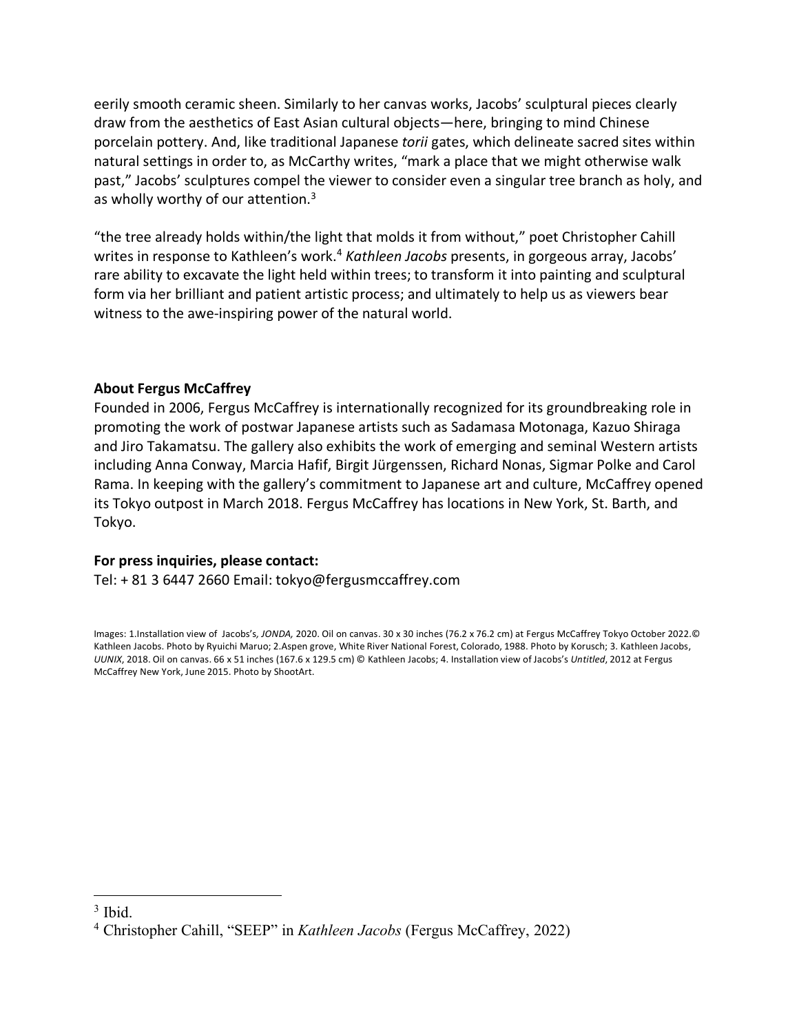eerily smooth ceramic sheen. Similarly to her canvas works, Jacobs' sculptural pieces clearly draw from the aesthetics of East Asian cultural objects—here, bringing to mind Chinese porcelain pottery. And, like traditional Japanese *torii* gates, which delineate sacred sites within natural settings in order to, as McCarthy writes, "mark a place that we might otherwise walk past," Jacobs' sculptures compel the viewer to consider even a singular tree branch as holy, and as wholly worthy of our attention.[3]

"the tree already holds within/the light that molds it from without," poet Christopher Cahill writes in response to Kathleen's work.[4] *Kathleen Jacobs* presents, in gorgeous array, Jacobs' rare ability to excavate the light held within trees; to transform it into painting and sculptural form via her brilliant and patient artistic process; and ultimately to help us as viewers bear witness to the awe-inspiring power of the natural world.

**About Fergus McCaffrey**

Founded in 2006, Fergus McCaffrey is internationally recognized for its groundbreaking role in promoting the work of postwar Japanese artists such as Sadamasa Motonaga, Kazuo Shiraga and Jiro Takamatsu. The gallery also exhibits the work of emerging and seminal Western artists including Anna Conway, Marcia Hafif, Birgit Jürgenssen, Richard Nonas, Sigmar Polke and Carol Rama. In keeping with the gallery's commitment to Japanese art and culture, McCaffrey opened its Tokyo outpost in March 2018. Fergus McCaffrey has locations in New York, St. Barth, and Tokyo.

**For press inquiries, please contact:**

Tel: + 81 3 6447 2660 Email: tokyo@fergusmccaffrey.com

Images: 1.Installation view of Jacobs's, *JONDA,* 2020. Oil on canvas. 30 x 30 inches (76.2 x 76.2 cm) at Fergus McCaffrey Tokyo October 2022.© Kathleen Jacobs. Photo by Ryuichi Maruo; 2.Aspen grove, White River National Forest, Colorado, 1988. Photo by Korusch; 3. Kathleen Jacobs, *UUNIX*, 2018. Oil on canvas. 66 x 51 inches (167.6 x 129.5 cm) © Kathleen Jacobs; 4. Installation view of Jacobs's *Untitled*, 2012 at Fergus McCaffrey New York, June 2015. Photo by ShootArt.

---

[3] Ibid.

[4] Christopher Cahill, "SEEP" in *Kathleen Jacobs* (Fergus McCaffrey, 2022)